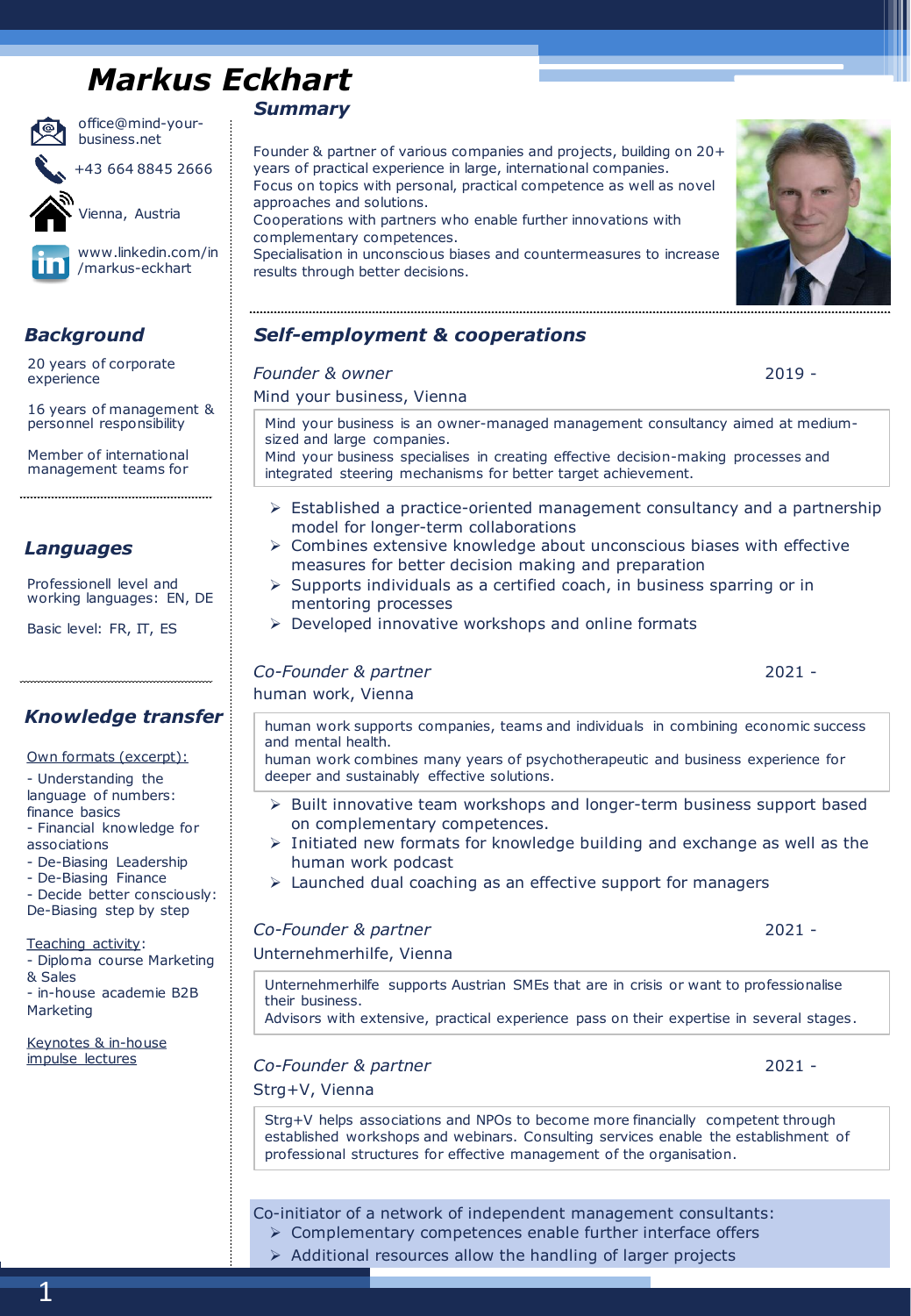# Markus Eckhart

office@mind-your-business.net

+43 664 8845 2666

Vienna, Austria

www.linkedin.com/in/markus-eckhart

## *Background*

20 years of corporate experience

16 years of management & personnel responsibility

Member of international management teams for

## *Languages*

Professionell level and working languages: EN, DE

Basic level: FR, IT, ES

## *Knowledge transfer*

Own formats (excerpt):

- Understanding the language of numbers: finance basics
- Financial knowledge for associations
- De-Biasing Leadership
- De-Biasing Finance
- Decide better consciously: De-Biasing step by step

Teaching activity:

- Diploma course Marketing & Sales
- in-house academie B2B Marketing

Keynotes & in-house impulse lectures

## *Summary*

Founder & partner of various companies and projects, building on 20+ years of practical experience in large, international companies.
Focus on topics with personal, practical competence as well as novel approaches and solutions.
Cooperations with partners who enable further innovations with complementary competences.
Specialisation in unconscious biases and countermeasures to increase results through better decisions.

## *Self-employment & cooperations*

*Founder & owner* — 2019 -

Mind your business, Vienna

Mind your business is an owner-managed management consultancy aimed at medium-sized and large companies.
Mind your business specialises in creating effective decision-making processes and integrated steering mechanisms for better target achievement.

- Established a practice-oriented management consultancy and a partnership model for longer-term collaborations
- Combines extensive knowledge about unconscious biases with effective measures for better decision making and preparation
- Supports individuals as a certified coach, in business sparring or in mentoring processes
- Developed innovative workshops and online formats

*Co-Founder & partner* — 2021 -

human work, Vienna

human work supports companies, teams and individuals in combining economic success and mental health.
human work combines many years of psychotherapeutic and business experience for deeper and sustainably effective solutions.

- Built innovative team workshops and longer-term business support based on complementary competences.
- Initiated new formats for knowledge building and exchange as well as the human work podcast
- Launched dual coaching as an effective support for managers

*Co-Founder & partner* — 2021 -

Unternehmerhilfe, Vienna

Unternehmerhilfe supports Austrian SMEs that are in crisis or want to professionalise their business.
Advisors with extensive, practical experience pass on their expertise in several stages.

*Co-Founder & partner* — 2021 -

Strg+V, Vienna

Strg+V helps associations and NPOs to become more financially competent through established workshops and webinars. Consulting services enable the establishment of professional structures for effective management of the organisation.

Co-initiator of a network of independent management consultants:

- Complementary competences enable further interface offers
- Additional resources allow the handling of larger projects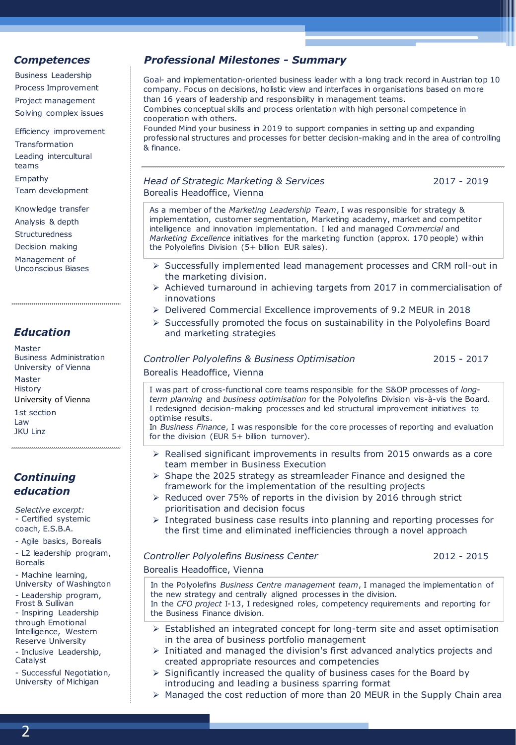## *Competences*

Business Leadership
Process Improvement
Project management
Solving complex issues

Efficiency improvement
Transformation
Leading intercultural teams
Empathy
Team development

Knowledge transfer
Analysis & depth
Structuredness
Decision making
Management of Unconscious Biases

## *Education*

Master
Business Administration
University of Vienna

Master
History
University of Vienna

1st section
Law
JKU Linz

## *Continuing education*

*Selective excerpt:*

- Certified systemic coach, E.S.B.A.
- Agile basics, Borealis
- L2 leadership program, Borealis
- Machine learning, University of Washington
- Leadership program, Frost & Sullivan
- Inspiring Leadership through Emotional Intelligence, Western Reserve University
- Inclusive Leadership, Catalyst
- Successful Negotiation, University of Michigan

## *Professional Milestones - Summary*

Goal- and implementation-oriented business leader with a long track record in Austrian top 10 company. Focus on decisions, holistic view and interfaces in organisations based on more than 16 years of leadership and responsibility in management teams.
Combines conceptual skills and process orientation with high personal competence in cooperation with others.
Founded Mind your business in 2019 to support companies in setting up and expanding professional structures and processes for better decision-making and in the area of controlling & finance.

### *Head of Strategic Marketing & Services* 2017 - 2019

Borealis Headoffice, Vienna

As a member of the *Marketing Leadership Team*, I was responsible for strategy & implementation, customer segmentation, Marketing academy, market and competitor intelligence and innovation implementation. I led and managed C*ommercial* and *Marketing Excellence* initiatives for the marketing function (approx. 170 people) within the Polyolefins Division (5+ billion EUR sales).

- Successfully implemented lead management processes and CRM roll-out in the marketing division.
- Achieved turnaround in achieving targets from 2017 in commercialisation of innovations
- Delivered Commercial Excellence improvements of 9.2 MEUR in 2018
- Successfully promoted the focus on sustainability in the Polyolefins Board and marketing strategies

### *Controller Polyolefins & Business Optimisation* 2015 - 2017

Borealis Headoffice, Vienna

I was part of cross-functional core teams responsible for the S&OP processes of *long-term planning* and *business optimisation* for the Polyolefins Division vis-à-vis the Board. I redesigned decision-making processes and led structural improvement initiatives to optimise results.
In *Business Finance*, I was responsible for the core processes of reporting and evaluation for the division (EUR 5+ billion turnover).

- Realised significant improvements in results from 2015 onwards as a core team member in Business Execution
- Shape the 2025 strategy as streamleader Finance and designed the framework for the implementation of the resulting projects
- Reduced over 75% of reports in the division by 2016 through strict prioritisation and decision focus
- Integrated business case results into planning and reporting processes for the first time and eliminated inefficiencies through a novel approach

### *Controller Polyolefins Business Center* 2012 - 2015

Borealis Headoffice, Vienna

In the Polyolefins *Business Centre management team*, I managed the implementation of the new strategy and centrally aligned processes in the division.
In the *CFO project* I-13, I redesigned roles, competency requirements and reporting for the Business Finance division.

- Established an integrated concept for long-term site and asset optimisation in the area of business portfolio management
- Initiated and managed the division's first advanced analytics projects and created appropriate resources and competencies
- Significantly increased the quality of business cases for the Board by introducing and leading a business sparring format
- Managed the cost reduction of more than 20 MEUR in the Supply Chain area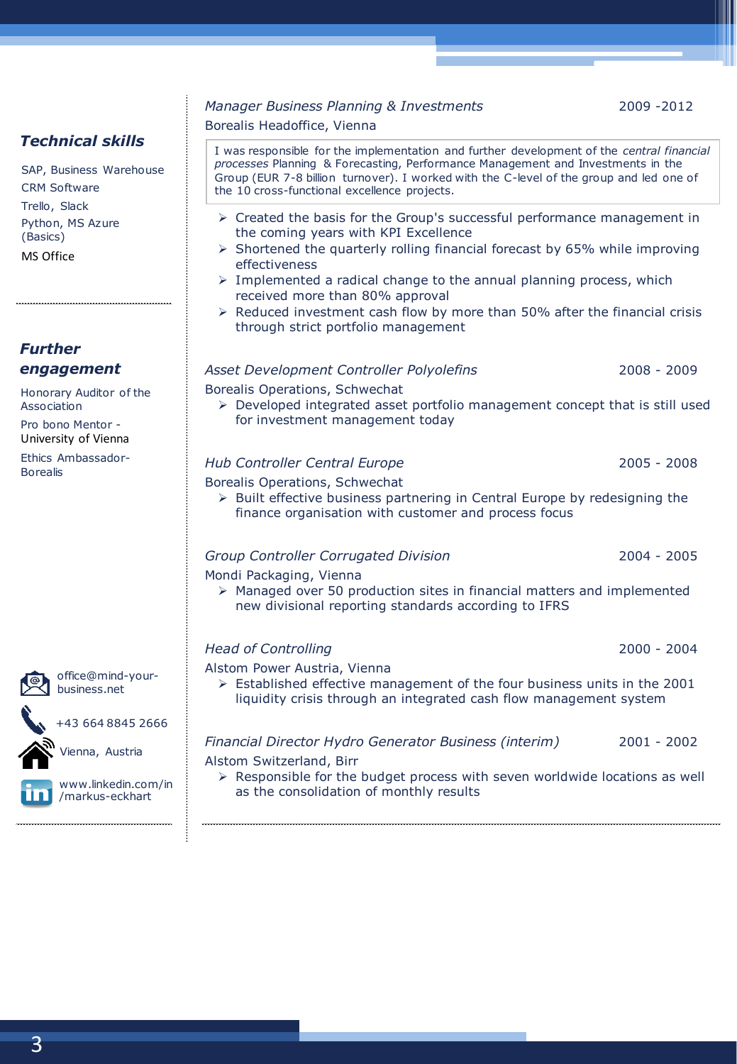### *Manager Business Planning & Investments* 2009 -2012

Borealis Headoffice, Vienna

I was responsible for the implementation and further development of the *central financial processes* Planning & Forecasting, Performance Management and Investments in the Group (EUR 7-8 billion turnover). I worked with the C-level of the group and led one of the 10 cross-functional excellence projects.

- Created the basis for the Group's successful performance management in the coming years with KPI Excellence
- Shortened the quarterly rolling financial forecast by 65% while improving effectiveness
- Implemented a radical change to the annual planning process, which received more than 80% approval
- Reduced investment cash flow by more than 50% after the financial crisis through strict portfolio management

### *Asset Development Controller Polyolefins* 2008 - 2009

Borealis Operations, Schwechat

- Developed integrated asset portfolio management concept that is still used for investment management today

### *Hub Controller Central Europe* 2005 - 2008

Borealis Operations, Schwechat

- Built effective business partnering in Central Europe by redesigning the finance organisation with customer and process focus

### *Group Controller Corrugated Division* 2004 - 2005

Mondi Packaging, Vienna

- Managed over 50 production sites in financial matters and implemented new divisional reporting standards according to IFRS

### *Head of Controlling* 2000 - 2004

Alstom Power Austria, Vienna

- Established effective management of the four business units in the 2001 liquidity crisis through an integrated cash flow management system

### *Financial Director Hydro Generator Business (interim)* 2001 - 2002

Alstom Switzerland, Birr

- Responsible for the budget process with seven worldwide locations as well as the consolidation of monthly results

---

## *Technical skills*

SAP, Business Warehouse
CRM Software
Trello, Slack
Python, MS Azure (Basics)
MS Office

## *Further engagement*

Honorary Auditor of the Association

Pro bono Mentor - University of Vienna

Ethics Ambassador- Borealis

office@mind-your-business.net

+43 664 8845 2666

Vienna, Austria

www.linkedin.com/in/markus-eckhart